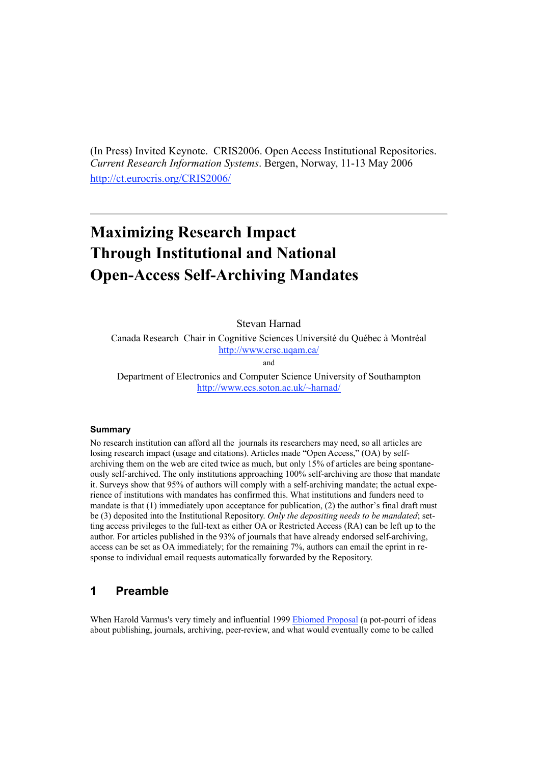(In Press) Invited Keynote. CRIS2006. Open Access Institutional Repositories. *Current Research Information Systems*. Bergen, Norway, 11-13 May 2006
[http://ct.eurocris.org/CRIS2006/](http://ct.eurocris.org/CRIS2006/)

---

# Maximizing Research Impact Through Institutional and National Open-Access Self-Archiving Mandates

Stevan Harnad

Canada Research Chair in Cognitive Sciences Université du Québec à Montréal
[http://www.crsc.uqam.ca/](http://www.crsc.uqam.ca/)

and

Department of Electronics and Computer Science University of Southampton
[http://www.ecs.soton.ac.uk/~harnad/](http://www.ecs.soton.ac.uk/~harnad/)

### Summary

No research institution can afford all the journals its researchers may need, so all articles are losing research impact (usage and citations). Articles made "Open Access," (OA) by self-archiving them on the web are cited twice as much, but only 15% of articles are being spontaneously self-archived. The only institutions approaching 100% self-archiving are those that mandate it. Surveys show that 95% of authors will comply with a self-archiving mandate; the actual experience of institutions with mandates has confirmed this. What institutions and funders need to mandate is that (1) immediately upon acceptance for publication, (2) the author's final draft must be (3) deposited into the Institutional Repository. *Only the depositing needs to be mandated*; setting access privileges to the full-text as either OA or Restricted Access (RA) can be left up to the author. For articles published in the 93% of journals that have already endorsed self-archiving, access can be set as OA immediately; for the remaining 7%, authors can email the eprint in response to individual email requests automatically forwarded by the Repository.

## 1 Preamble

When Harold Varmus's very timely and influential 1999 [Ebiomed Proposal](#) (a pot-pourri of ideas about publishing, journals, archiving, peer-review, and what would eventually come to be called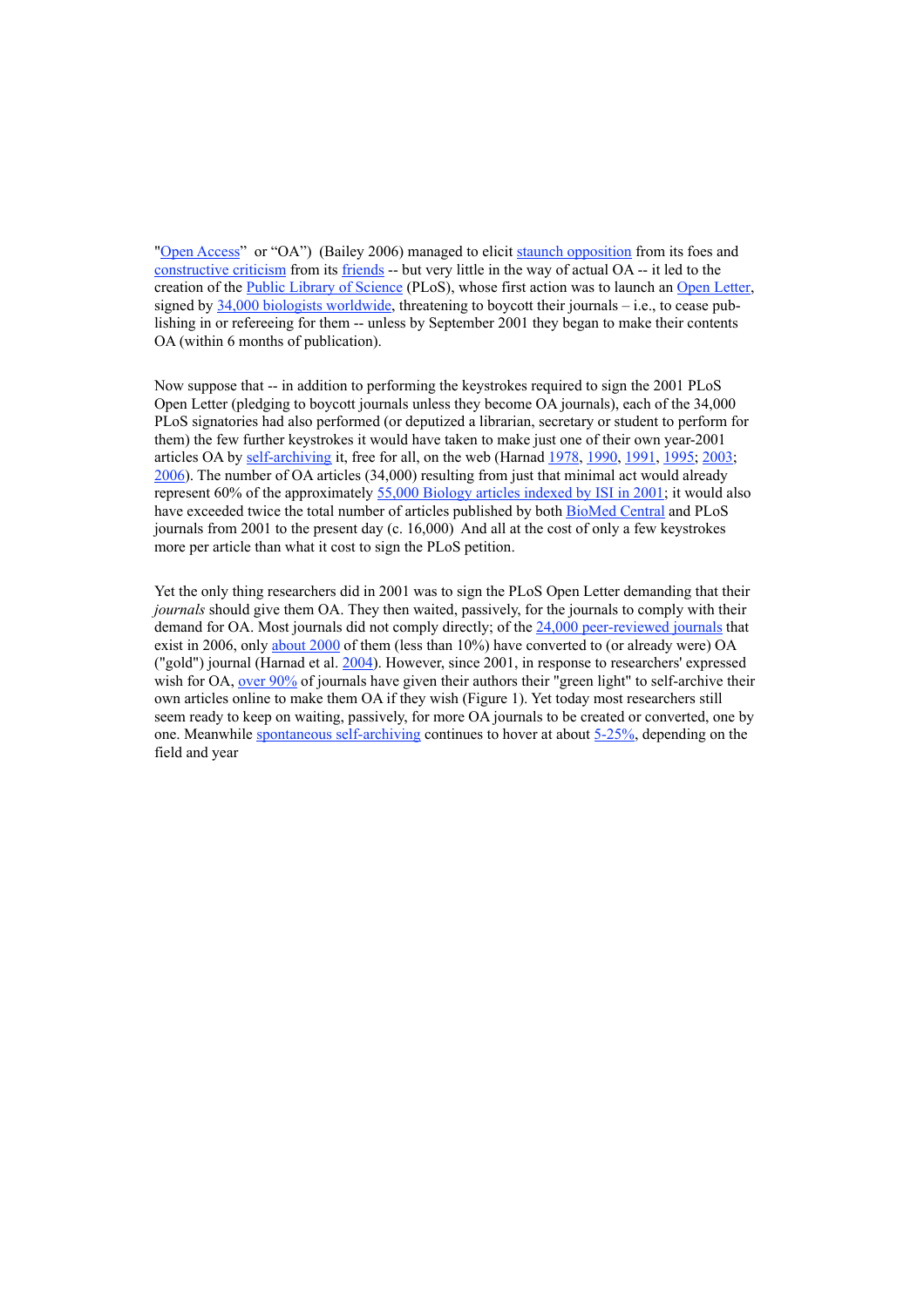"Open Access" or "OA") (Bailey 2006) managed to elicit staunch opposition from its foes and constructive criticism from its friends -- but very little in the way of actual OA -- it led to the creation of the Public Library of Science (PLoS), whose first action was to launch an Open Letter, signed by 34,000 biologists worldwide, threatening to boycott their journals – i.e., to cease publishing in or refereeing for them -- unless by September 2001 they began to make their contents OA (within 6 months of publication).

Now suppose that -- in addition to performing the keystrokes required to sign the 2001 PLoS Open Letter (pledging to boycott journals unless they become OA journals), each of the 34,000 PLoS signatories had also performed (or deputized a librarian, secretary or student to perform for them) the few further keystrokes it would have taken to make just one of their own year-2001 articles OA by self-archiving it, free for all, on the web (Harnad 1978, 1990, 1991, 1995; 2003; 2006). The number of OA articles (34,000) resulting from just that minimal act would already represent 60% of the approximately 55,000 Biology articles indexed by ISI in 2001; it would also have exceeded twice the total number of articles published by both BioMed Central and PLoS journals from 2001 to the present day (c. 16,000) And all at the cost of only a few keystrokes more per article than what it cost to sign the PLoS petition.

Yet the only thing researchers did in 2001 was to sign the PLoS Open Letter demanding that their *journals* should give them OA. They then waited, passively, for the journals to comply with their demand for OA. Most journals did not comply directly; of the 24,000 peer-reviewed journals that exist in 2006, only about 2000 of them (less than 10%) have converted to (or already were) OA ("gold") journal (Harnad et al. 2004). However, since 2001, in response to researchers' expressed wish for OA, over 90% of journals have given their authors their "green light" to self-archive their own articles online to make them OA if they wish (Figure 1). Yet today most researchers still seem ready to keep on waiting, passively, for more OA journals to be created or converted, one by one. Meanwhile spontaneous self-archiving continues to hover at about 5-25%, depending on the field and year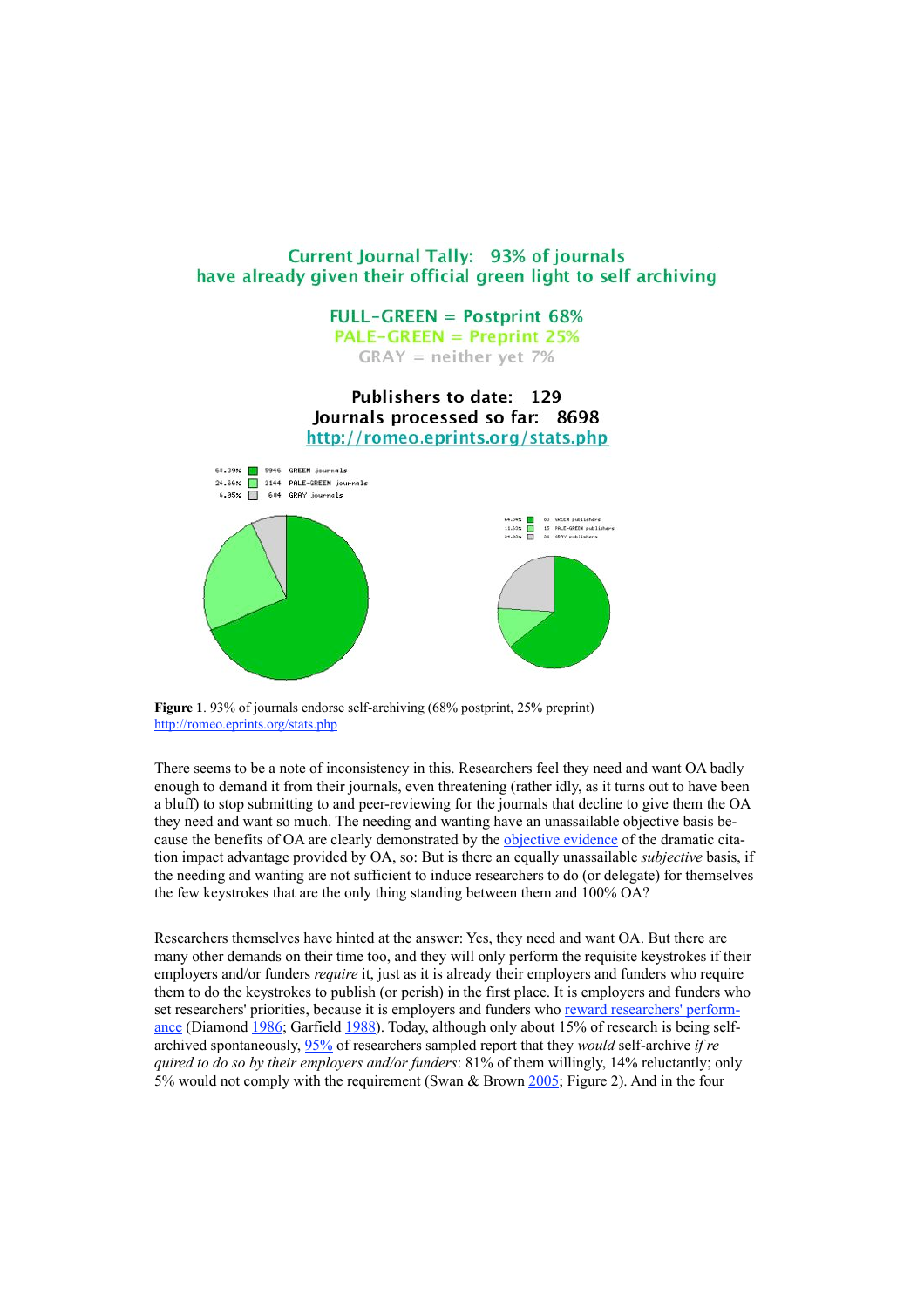Current Journal Tally: 93% of journals have already given their official green light to self archiving

FULL-GREEN = Postprint 68%
PALE-GREEN = Preprint 25%
GRAY = neither yet 7%

Publishers to date: 129
Journals processed so far: 8698
http://romeo.eprints.org/stats.php

68.39% 5946 GREEN journals
24.66% 2144 PALE-GREEN journals
6.95% 604 GRAY journals

64.34% 83 GREEN publishers
11.63% 15 PALE-GREEN publishers
24.03% 31 GRAY publishers

**Figure 1**. 93% of journals endorse self-archiving (68% postprint, 25% preprint) http://romeo.eprints.org/stats.php

There seems to be a note of inconsistency in this. Researchers feel they need and want OA badly enough to demand it from their journals, even threatening (rather idly, as it turns out to have been a bluff) to stop submitting to and peer-reviewing for the journals that decline to give them the OA they need and want so much. The needing and wanting have an unassailable objective basis because the benefits of OA are clearly demonstrated by the objective evidence of the dramatic citation impact advantage provided by OA, so: But is there an equally unassailable *subjective* basis, if the needing and wanting are not sufficient to induce researchers to do (or delegate) for themselves the few keystrokes that are the only thing standing between them and 100% OA?

Researchers themselves have hinted at the answer: Yes, they need and want OA. But there are many other demands on their time too, and they will only perform the requisite keystrokes if their employers and/or funders *require* it, just as it is already their employers and funders who require them to do the keystrokes to publish (or perish) in the first place. It is employers and funders who set researchers' priorities, because it is employers and funders who reward researchers' performance (Diamond 1986; Garfield 1988). Today, although only about 15% of research is being self-archived spontaneously, 95% of researchers sampled report that they *would* self-archive *if required to do so by their employers and/or funders*: 81% of them willingly, 14% reluctantly; only 5% would not comply with the requirement (Swan & Brown 2005; Figure 2). And in the four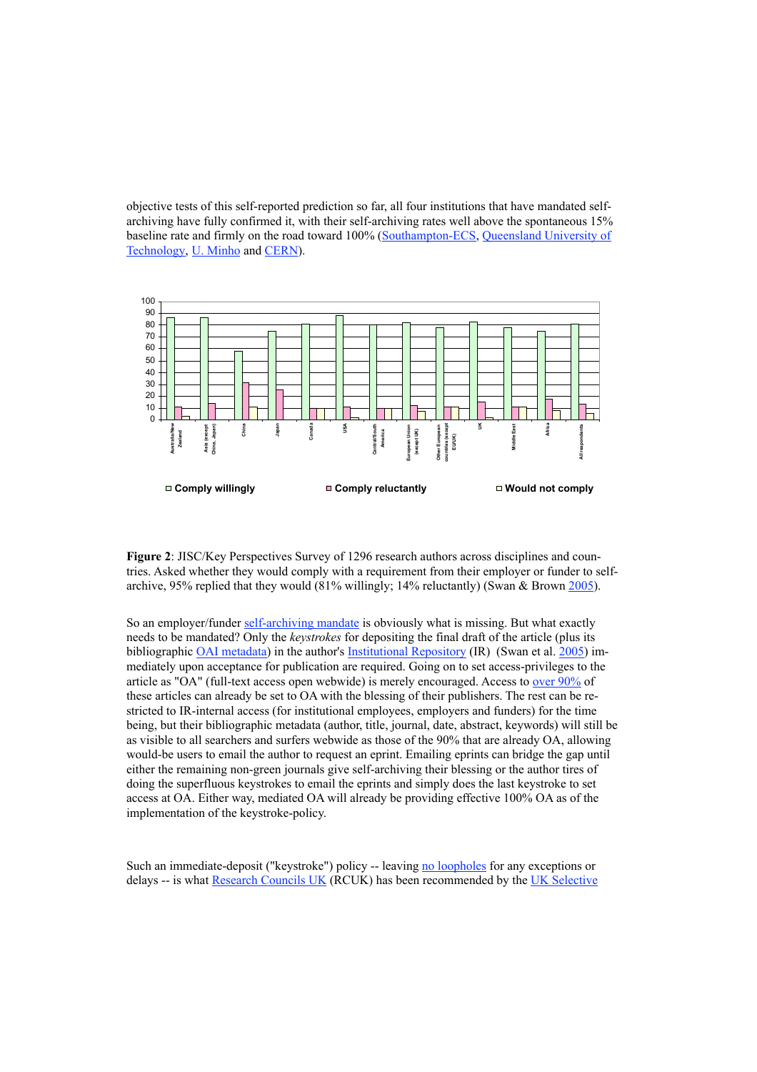objective tests of this self-reported prediction so far, all four institutions that have mandated self-archiving have fully confirmed it, with their self-archiving rates well above the spontaneous 15% baseline rate and firmly on the road toward 100% (Southampton-ECS, Queensland University of Technology, U. Minho and CERN).

**Figure 2**: JISC/Key Perspectives Survey of 1296 research authors across disciplines and countries. Asked whether they would comply with a requirement from their employer or funder to self-archive, 95% replied that they would (81% willingly; 14% reluctantly) (Swan & Brown 2005).

So an employer/funder self-archiving mandate is obviously what is missing. But what exactly needs to be mandated? Only the *keystrokes* for depositing the final draft of the article (plus its bibliographic OAI metadata) in the author's Institutional Repository (IR) (Swan et al. 2005) immediately upon acceptance for publication are required. Going on to set access-privileges to the article as "OA" (full-text access open webwide) is merely encouraged. Access to over 90% of these articles can already be set to OA with the blessing of their publishers. The rest can be restricted to IR-internal access (for institutional employees, employers and funders) for the time being, but their bibliographic metadata (author, title, journal, date, abstract, keywords) will still be as visible to all searchers and surfers webwide as those of the 90% that are already OA, allowing would-be users to email the author to request an eprint. Emailing eprints can bridge the gap until either the remaining non-green journals give self-archiving their blessing or the author tires of doing the superfluous keystrokes to email the eprints and simply does the last keystroke to set access at OA. Either way, mediated OA will already be providing effective 100% OA as of the implementation of the keystroke-policy.

Such an immediate-deposit ("keystroke") policy -- leaving no loopholes for any exceptions or delays -- is what Research Councils UK (RCUK) has been recommended by the UK Selective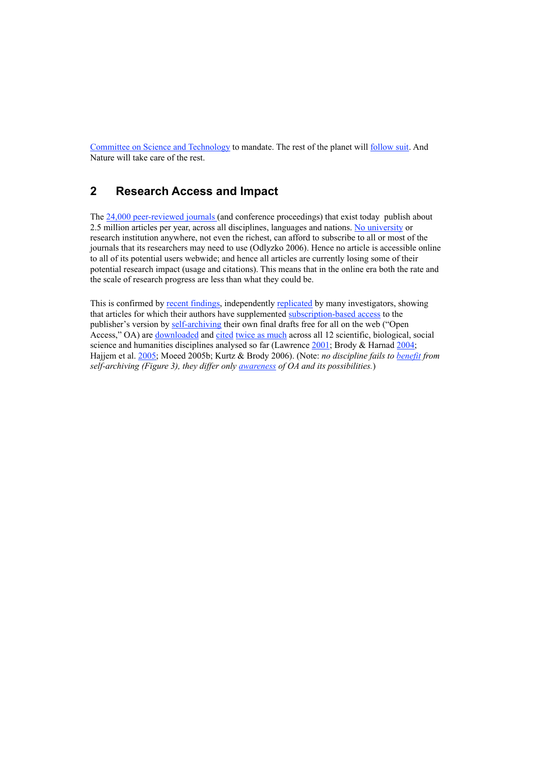Committee on Science and Technology to mandate. The rest of the planet will follow suit. And Nature will take care of the rest.

## 2 Research Access and Impact

The 24,000 peer-reviewed journals (and conference proceedings) that exist today publish about 2.5 million articles per year, across all disciplines, languages and nations. No university or research institution anywhere, not even the richest, can afford to subscribe to all or most of the journals that its researchers may need to use (Odlyzko 2006). Hence no article is accessible online to all of its potential users webwide; and hence all articles are currently losing some of their potential research impact (usage and citations). This means that in the online era both the rate and the scale of research progress are less than what they could be.

This is confirmed by recent findings, independently replicated by many investigators, showing that articles for which their authors have supplemented subscription-based access to the publisher's version by self-archiving their own final drafts free for all on the web ("Open Access," OA) are downloaded and cited twice as much across all 12 scientific, biological, social science and humanities disciplines analysed so far (Lawrence 2001; Brody & Harnad 2004; Hajjem et al. 2005; Moeed 2005b; Kurtz & Brody 2006). (Note: *no discipline fails to benefit from self-archiving (Figure 3), they differ only awareness of OA and its possibilities.*)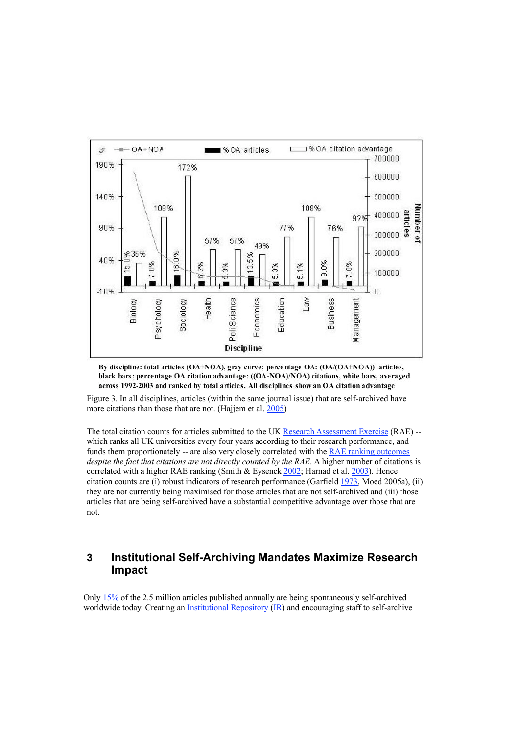By discipline: total articles (OA+NOA), gray curve; percentage OA: (OA/(OA+NOA)) articles, black bars; percentage OA citation advantage: ((OA-NOA)/NOA) citations, white bars, averaged across 1992-2003 and ranked by total articles. All disciplines show an OA citation advantage

Figure 3. In all disciplines, articles (within the same journal issue) that are self-archived have more citations than those that are not. (Hajjem et al. 2005)

The total citation counts for articles submitted to the UK Research Assessment Exercise (RAE) -- which ranks all UK universities every four years according to their research performance, and funds them proportionately -- are also very closely correlated with the RAE ranking outcomes *despite the fact that citations are not directly counted by the RAE*. A higher number of citations is correlated with a higher RAE ranking (Smith & Eysenck 2002; Harnad et al. 2003). Hence citation counts are (i) robust indicators of research performance (Garfield 1973, Moed 2005a), (ii) they are not currently being maximised for those articles that are not self-archived and (iii) those articles that are being self-archived have a substantial competitive advantage over those that are not.

## 3 Institutional Self-Archiving Mandates Maximize Research Impact

Only 15% of the 2.5 million articles published annually are being spontaneously self-archived worldwide today. Creating an Institutional Repository (IR) and encouraging staff to self-archive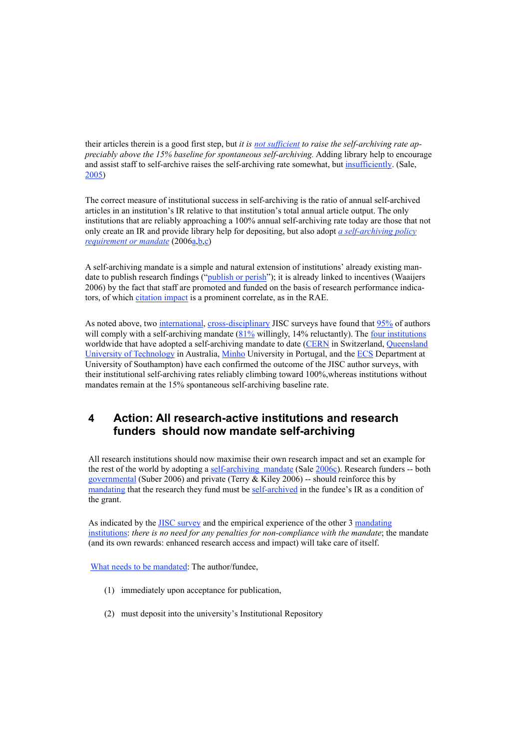their articles therein is a good first step, but *it is not sufficient to raise the self-archiving rate appreciably above the 15% baseline for spontaneous self-archiving.* Adding library help to encourage and assist staff to self-archive raises the self-archiving rate somewhat, but insufficiently. (Sale, 2005)

The correct measure of institutional success in self-archiving is the ratio of annual self-archived articles in an institution's IR relative to that institution's total annual article output. The only institutions that are reliably approaching a 100% annual self-archiving rate today are those that not only create an IR and provide library help for depositing, but also adopt *a self-archiving policy requirement or mandate* (2006a,b,c)

A self-archiving mandate is a simple and natural extension of institutions' already existing mandate to publish research findings ("publish or perish"); it is already linked to incentives (Waaijers 2006) by the fact that staff are promoted and funded on the basis of research performance indicators, of which citation impact is a prominent correlate, as in the RAE.

As noted above, two international, cross-disciplinary JISC surveys have found that 95% of authors will comply with a self-archiving mandate (81% willingly, 14% reluctantly). The four institutions worldwide that have adopted a self-archiving mandate to date (CERN in Switzerland, Queensland University of Technology in Australia, Minho University in Portugal, and the ECS Department at University of Southampton) have each confirmed the outcome of the JISC author surveys, with their institutional self-archiving rates reliably climbing toward 100%,whereas institutions without mandates remain at the 15% spontaneous self-archiving baseline rate.

## 4 Action: All research-active institutions and research funders should now mandate self-archiving

All research institutions should now maximise their own research impact and set an example for the rest of the world by adopting a self-archiving mandate (Sale 2006c). Research funders -- both governmental (Suber 2006) and private (Terry & Kiley 2006) -- should reinforce this by mandating that the research they fund must be self-archived in the fundee's IR as a condition of the grant.

As indicated by the JISC survey and the empirical experience of the other 3 mandating institutions: *there is no need for any penalties for non-compliance with the mandate*; the mandate (and its own rewards: enhanced research access and impact) will take care of itself.

What needs to be mandated: The author/fundee,

(1) immediately upon acceptance for publication,

(2) must deposit into the university's Institutional Repository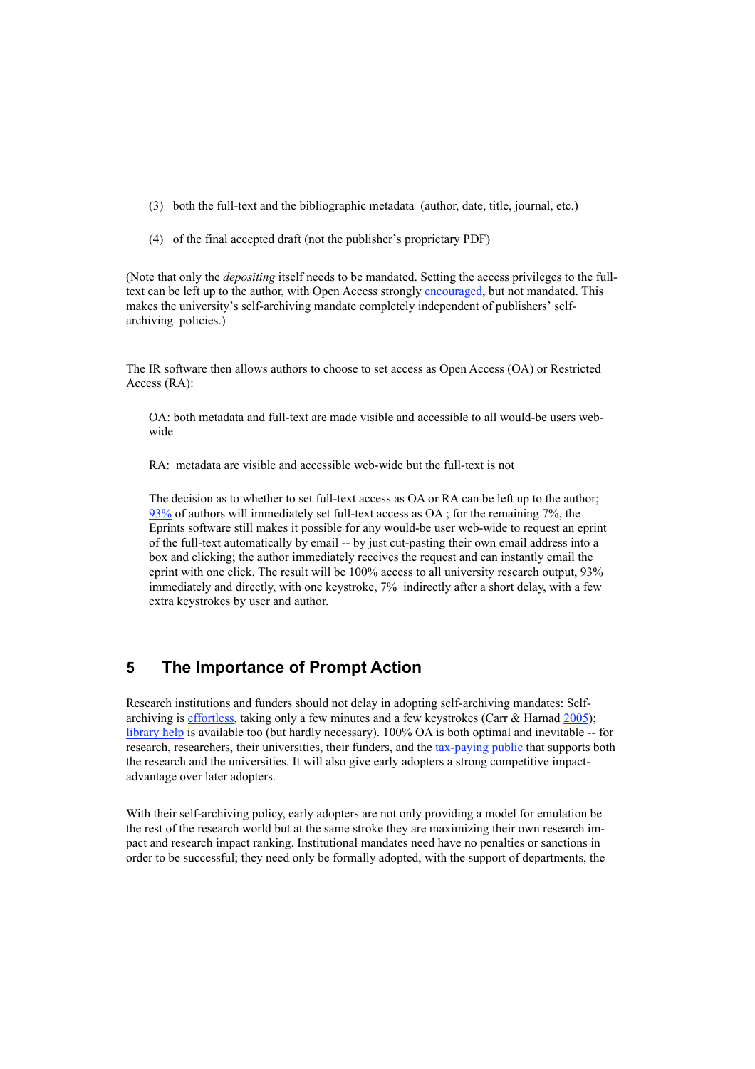(3) both the full-text and the bibliographic metadata (author, date, title, journal, etc.)

(4) of the final accepted draft (not the publisher's proprietary PDF)

(Note that only the *depositing* itself needs to be mandated. Setting the access privileges to the full-text can be left up to the author, with Open Access strongly encouraged, but not mandated. This makes the university's self-archiving mandate completely independent of publishers' self-archiving policies.)

The IR software then allows authors to choose to set access as Open Access (OA) or Restricted Access (RA):

> OA: both metadata and full-text are made visible and accessible to all would-be users web-wide
>
> RA: metadata are visible and accessible web-wide but the full-text is not
>
> The decision as to whether to set full-text access as OA or RA can be left up to the author; 93% of authors will immediately set full-text access as OA ; for the remaining 7%, the Eprints software still makes it possible for any would-be user web-wide to request an eprint of the full-text automatically by email -- by just cut-pasting their own email address into a box and clicking; the author immediately receives the request and can instantly email the eprint with one click. The result will be 100% access to all university research output, 93% immediately and directly, with one keystroke, 7% indirectly after a short delay, with a few extra keystrokes by user and author.

## 5 The Importance of Prompt Action

Research institutions and funders should not delay in adopting self-archiving mandates: Self-archiving is effortless, taking only a few minutes and a few keystrokes (Carr & Harnad 2005); library help is available too (but hardly necessary). 100% OA is both optimal and inevitable -- for research, researchers, their universities, their funders, and the tax-paying public that supports both the research and the universities. It will also give early adopters a strong competitive impact-advantage over later adopters.

With their self-archiving policy, early adopters are not only providing a model for emulation be the rest of the research world but at the same stroke they are maximizing their own research impact and research impact ranking. Institutional mandates need have no penalties or sanctions in order to be successful; they need only be formally adopted, with the support of departments, the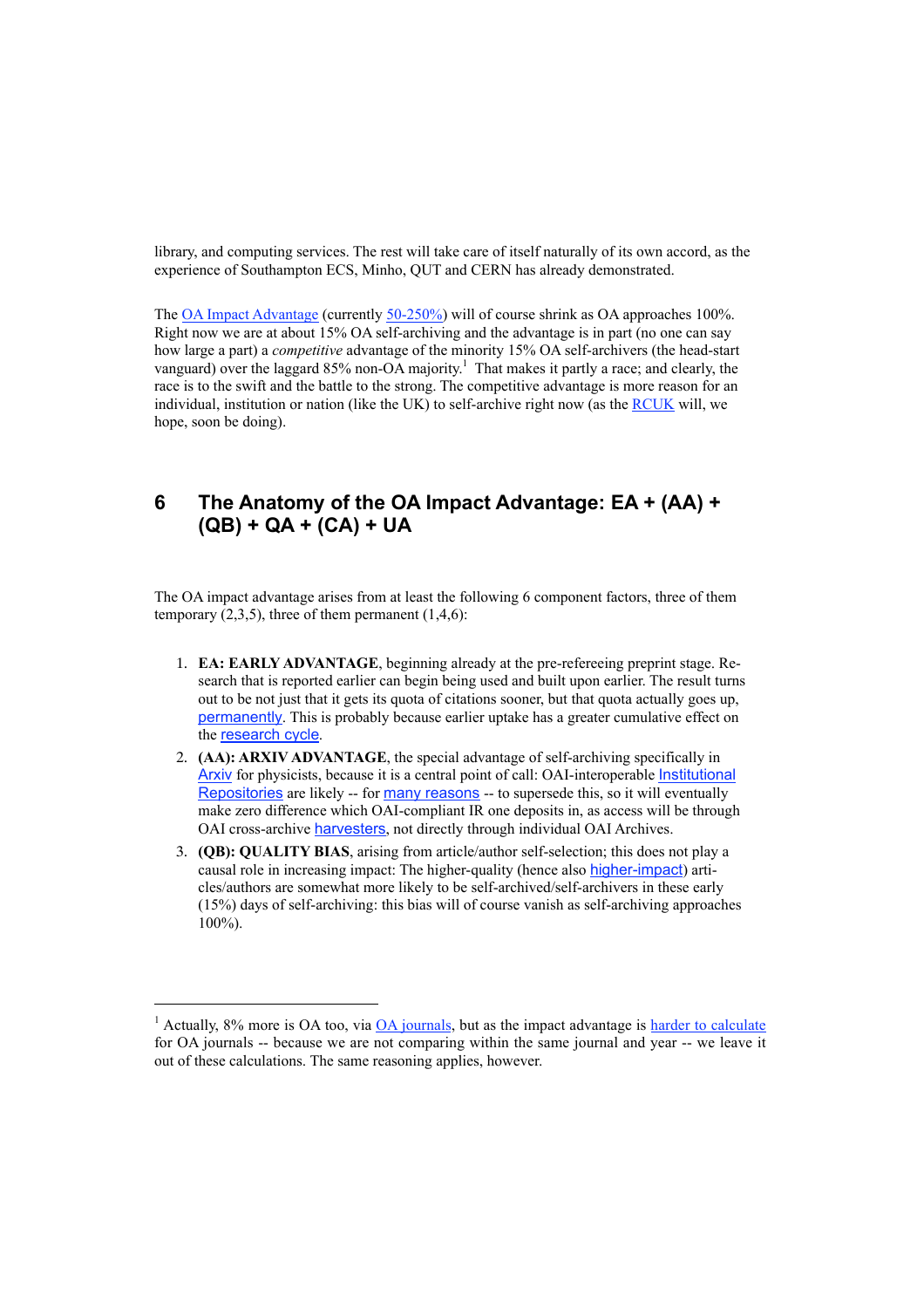library, and computing services. The rest will take care of itself naturally of its own accord, as the experience of Southampton ECS, Minho, QUT and CERN has already demonstrated.

The OA Impact Advantage (currently 50-250%) will of course shrink as OA approaches 100%. Right now we are at about 15% OA self-archiving and the advantage is in part (no one can say how large a part) a *competitive* advantage of the minority 15% OA self-archivers (the head-start vanguard) over the laggard 85% non-OA majority.[1] That makes it partly a race; and clearly, the race is to the swift and the battle to the strong. The competitive advantage is more reason for an individual, institution or nation (like the UK) to self-archive right now (as the RCUK will, we hope, soon be doing).

## 6 The Anatomy of the OA Impact Advantage: EA + (AA) + (QB) + QA + (CA) + UA

The OA impact advantage arises from at least the following 6 component factors, three of them temporary (2,3,5), three of them permanent (1,4,6):

1. **EA: EARLY ADVANTAGE**, beginning already at the pre-refereeing preprint stage. Research that is reported earlier can begin being used and built upon earlier. The result turns out to be not just that it gets its quota of citations sooner, but that quota actually goes up, permanently. This is probably because earlier uptake has a greater cumulative effect on the research cycle.
2. **(AA): ARXIV ADVANTAGE**, the special advantage of self-archiving specifically in Arxiv for physicists, because it is a central point of call: OAI-interoperable Institutional Repositories are likely -- for many reasons -- to supersede this, so it will eventually make zero difference which OAI-compliant IR one deposits in, as access will be through OAI cross-archive harvesters, not directly through individual OAI Archives.
3. **(QB): QUALITY BIAS**, arising from article/author self-selection; this does not play a causal role in increasing impact: The higher-quality (hence also higher-impact) articles/authors are somewhat more likely to be self-archived/self-archivers in these early (15%) days of self-archiving: this bias will of course vanish as self-archiving approaches 100%).

[1] Actually, 8% more is OA too, via OA journals, but as the impact advantage is harder to calculate for OA journals -- because we are not comparing within the same journal and year -- we leave it out of these calculations. The same reasoning applies, however.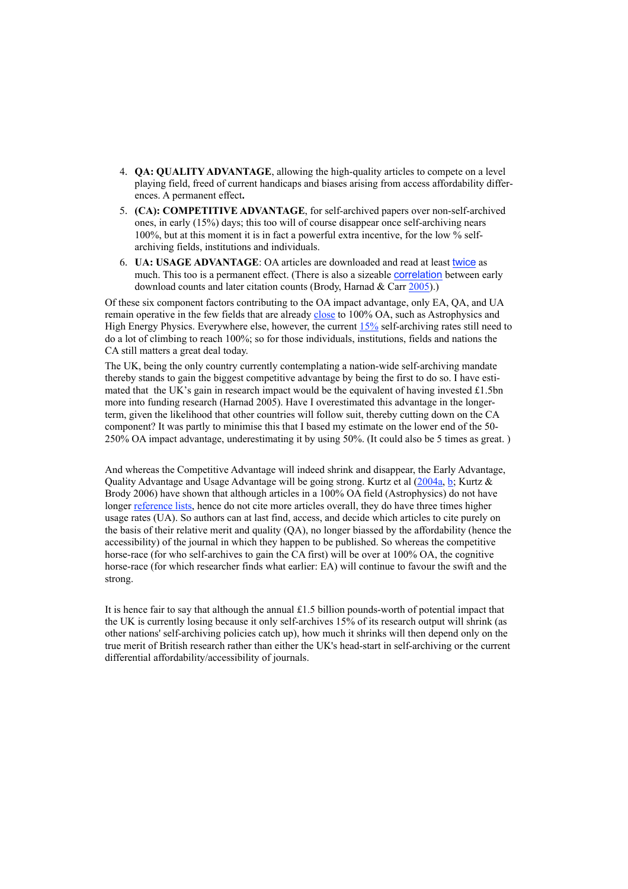4. **QA: QUALITY ADVANTAGE**, allowing the high-quality articles to compete on a level playing field, freed of current handicaps and biases arising from access affordability differences. A permanent effect**.**
5. **(CA): COMPETITIVE ADVANTAGE**, for self-archived papers over non-self-archived ones, in early (15%) days; this too will of course disappear once self-archiving nears 100%, but at this moment it is in fact a powerful extra incentive, for the low % self-archiving fields, institutions and individuals.
6. **UA: USAGE ADVANTAGE**: OA articles are downloaded and read at least twice as much. This too is a permanent effect. (There is also a sizeable correlation between early download counts and later citation counts (Brody, Harnad & Carr 2005).)

Of these six component factors contributing to the OA impact advantage, only EA, QA, and UA remain operative in the few fields that are already close to 100% OA, such as Astrophysics and High Energy Physics. Everywhere else, however, the current 15% self-archiving rates still need to do a lot of climbing to reach 100%; so for those individuals, institutions, fields and nations the CA still matters a great deal today.

The UK, being the only country currently contemplating a nation-wide self-archiving mandate thereby stands to gain the biggest competitive advantage by being the first to do so. I have estimated that the UK's gain in research impact would be the equivalent of having invested £1.5bn more into funding research (Harnad 2005). Have I overestimated this advantage in the longer-term, given the likelihood that other countries will follow suit, thereby cutting down on the CA component? It was partly to minimise this that I based my estimate on the lower end of the 50-250% OA impact advantage, underestimating it by using 50%. (It could also be 5 times as great. )

And whereas the Competitive Advantage will indeed shrink and disappear, the Early Advantage, Quality Advantage and Usage Advantage will be going strong. Kurtz et al (2004a, b; Kurtz & Brody 2006) have shown that although articles in a 100% OA field (Astrophysics) do not have longer reference lists, hence do not cite more articles overall, they do have three times higher usage rates (UA). So authors can at last find, access, and decide which articles to cite purely on the basis of their relative merit and quality (QA), no longer biassed by the affordability (hence the accessibility) of the journal in which they happen to be published. So whereas the competitive horse-race (for who self-archives to gain the CA first) will be over at 100% OA, the cognitive horse-race (for which researcher finds what earlier: EA) will continue to favour the swift and the strong.

It is hence fair to say that although the annual £1.5 billion pounds-worth of potential impact that the UK is currently losing because it only self-archives 15% of its research output will shrink (as other nations' self-archiving policies catch up), how much it shrinks will then depend only on the true merit of British research rather than either the UK's head-start in self-archiving or the current differential affordability/accessibility of journals.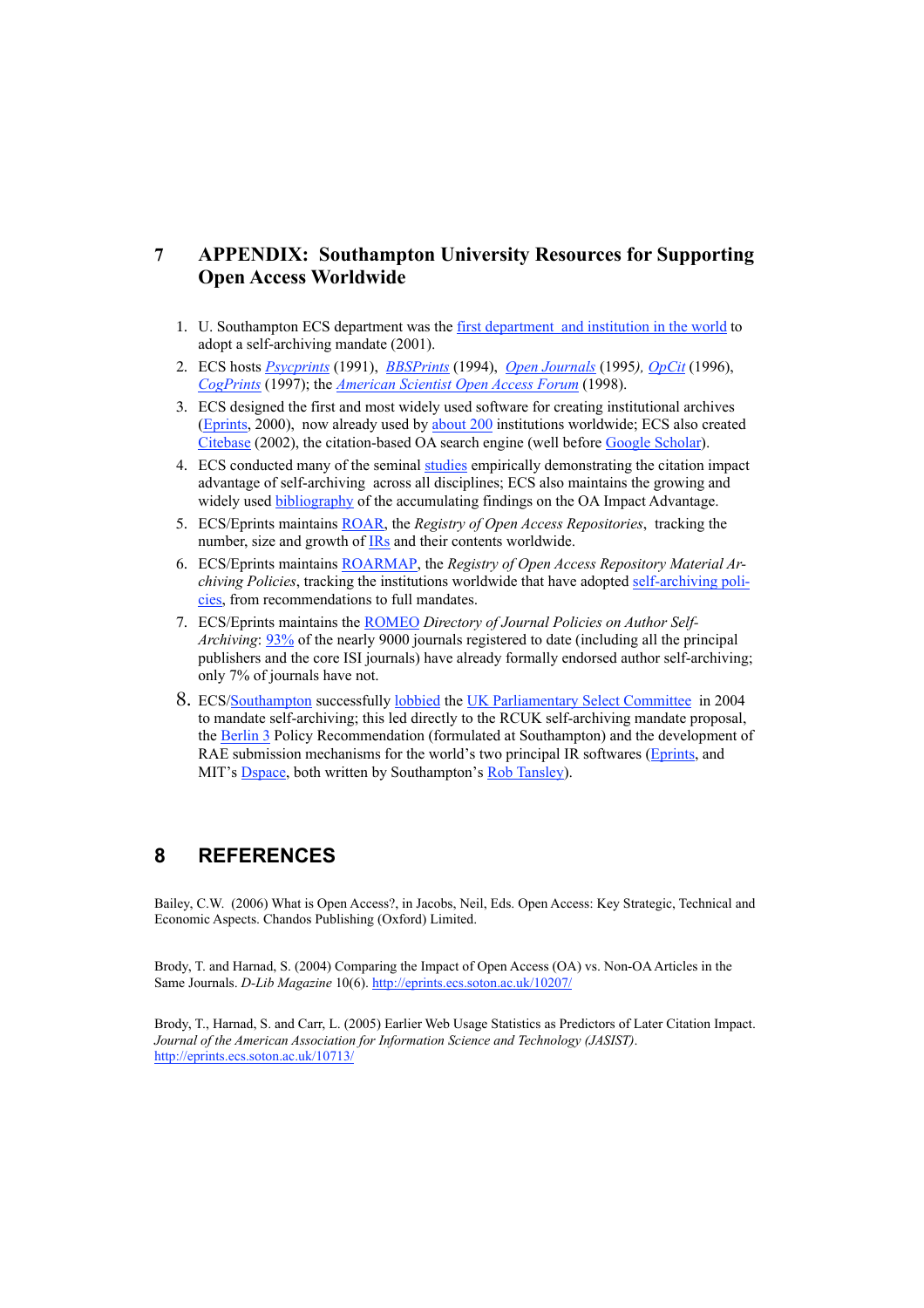# 7 APPENDIX: Southampton University Resources for Supporting Open Access Worldwide

1. U. Southampton ECS department was the first department and institution in the world to adopt a self-archiving mandate (2001).
2. ECS hosts *Psycprints* (1991), *BBSPrints* (1994), *Open Journals* (1995*)*, *OpCit* (1996), *CogPrints* (1997); the *American Scientist Open Access Forum* (1998).
3. ECS designed the first and most widely used software for creating institutional archives (Eprints, 2000), now already used by about 200 institutions worldwide; ECS also created Citebase (2002), the citation-based OA search engine (well before Google Scholar).
4. ECS conducted many of the seminal studies empirically demonstrating the citation impact advantage of self-archiving across all disciplines; ECS also maintains the growing and widely used bibliography of the accumulating findings on the OA Impact Advantage.
5. ECS/Eprints maintains ROAR, the *Registry of Open Access Repositories*, tracking the number, size and growth of IRs and their contents worldwide.
6. ECS/Eprints maintains ROARMAP, the *Registry of Open Access Repository Material Archiving Policies*, tracking the institutions worldwide that have adopted self-archiving policies, from recommendations to full mandates.
7. ECS/Eprints maintains the ROMEO *Directory of Journal Policies on Author Self-Archiving*: 93% of the nearly 9000 journals registered to date (including all the principal publishers and the core ISI journals) have already formally endorsed author self-archiving; only 7% of journals have not.
8. ECS/Southampton successfully lobbied the UK Parliamentary Select Committee in 2004 to mandate self-archiving; this led directly to the RCUK self-archiving mandate proposal, the Berlin 3 Policy Recommendation (formulated at Southampton) and the development of RAE submission mechanisms for the world's two principal IR softwares (Eprints, and MIT's Dspace, both written by Southampton's Rob Tansley).

# 8 REFERENCES

Bailey, C.W. (2006) What is Open Access?, in Jacobs, Neil, Eds. Open Access: Key Strategic, Technical and Economic Aspects. Chandos Publishing (Oxford) Limited.

Brody, T. and Harnad, S. (2004) Comparing the Impact of Open Access (OA) vs. Non-OA Articles in the Same Journals. *D-Lib Magazine* 10(6). http://eprints.ecs.soton.ac.uk/10207/

Brody, T., Harnad, S. and Carr, L. (2005) Earlier Web Usage Statistics as Predictors of Later Citation Impact. *Journal of the American Association for Information Science and Technology (JASIST)*. http://eprints.ecs.soton.ac.uk/10713/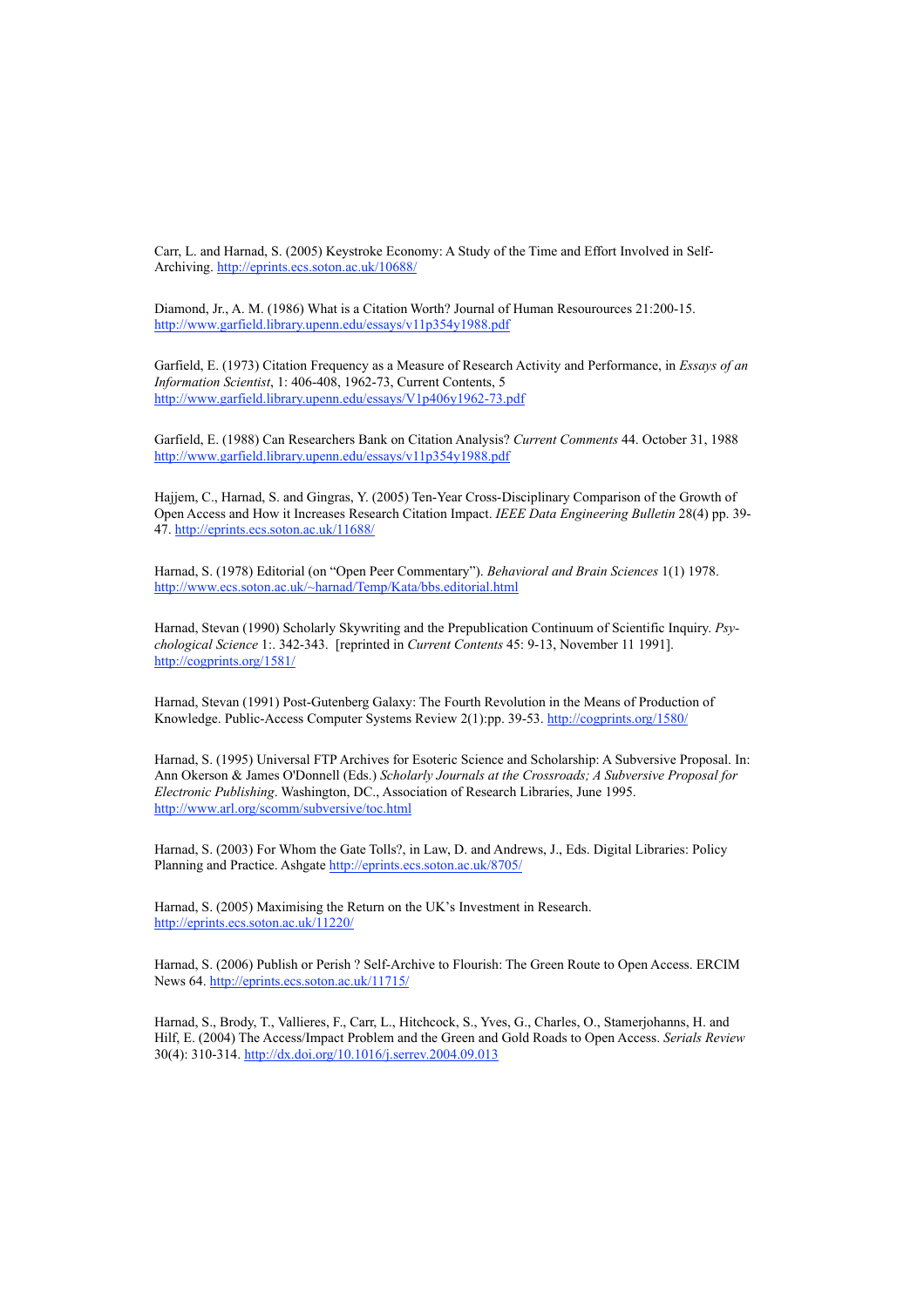Carr, L. and Harnad, S. (2005) Keystroke Economy: A Study of the Time and Effort Involved in Self-Archiving. http://eprints.ecs.soton.ac.uk/10688/

Diamond, Jr., A. M. (1986) What is a Citation Worth? Journal of Human Resourources 21:200-15. http://www.garfield.library.upenn.edu/essays/v11p354y1988.pdf

Garfield, E. (1973) Citation Frequency as a Measure of Research Activity and Performance, in *Essays of an Information Scientist*, 1: 406-408, 1962-73, Current Contents, 5 http://www.garfield.library.upenn.edu/essays/V1p406y1962-73.pdf

Garfield, E. (1988) Can Researchers Bank on Citation Analysis? *Current Comments* 44. October 31, 1988 http://www.garfield.library.upenn.edu/essays/v11p354y1988.pdf

Hajjem, C., Harnad, S. and Gingras, Y. (2005) Ten-Year Cross-Disciplinary Comparison of the Growth of Open Access and How it Increases Research Citation Impact. *IEEE Data Engineering Bulletin* 28(4) pp. 39-47. http://eprints.ecs.soton.ac.uk/11688/

Harnad, S. (1978) Editorial (on "Open Peer Commentary"). *Behavioral and Brain Sciences* 1(1) 1978. http://www.ecs.soton.ac.uk/~harnad/Temp/Kata/bbs.editorial.html

Harnad, Stevan (1990) Scholarly Skywriting and the Prepublication Continuum of Scientific Inquiry. *Psychological Science* 1:. 342-343. [reprinted in *Current Contents* 45: 9-13, November 11 1991]. http://cogprints.org/1581/

Harnad, Stevan (1991) Post-Gutenberg Galaxy: The Fourth Revolution in the Means of Production of Knowledge. Public-Access Computer Systems Review 2(1):pp. 39-53. http://cogprints.org/1580/

Harnad, S. (1995) Universal FTP Archives for Esoteric Science and Scholarship: A Subversive Proposal. In: Ann Okerson & James O'Donnell (Eds.) *Scholarly Journals at the Crossroads; A Subversive Proposal for Electronic Publishing*. Washington, DC., Association of Research Libraries, June 1995. http://www.arl.org/scomm/subversive/toc.html

Harnad, S. (2003) For Whom the Gate Tolls?, in Law, D. and Andrews, J., Eds. Digital Libraries: Policy Planning and Practice. Ashgate http://eprints.ecs.soton.ac.uk/8705/

Harnad, S. (2005) Maximising the Return on the UK's Investment in Research. http://eprints.ecs.soton.ac.uk/11220/

Harnad, S. (2006) Publish or Perish ? Self-Archive to Flourish: The Green Route to Open Access. ERCIM News 64. http://eprints.ecs.soton.ac.uk/11715/

Harnad, S., Brody, T., Vallieres, F., Carr, L., Hitchcock, S., Yves, G., Charles, O., Stamerjohanns, H. and Hilf, E. (2004) The Access/Impact Problem and the Green and Gold Roads to Open Access. *Serials Review* 30(4): 310-314. http://dx.doi.org/10.1016/j.serrev.2004.09.013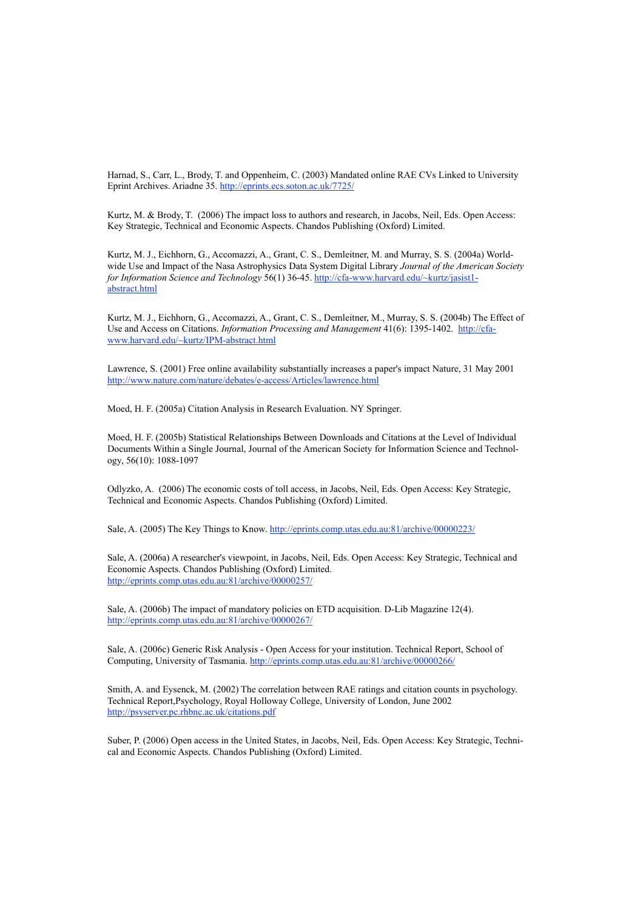Harnad, S., Carr, L., Brody, T. and Oppenheim, C. (2003) Mandated online RAE CVs Linked to University Eprint Archives. Ariadne 35. http://eprints.ecs.soton.ac.uk/7725/

Kurtz, M. & Brody, T. (2006) The impact loss to authors and research, in Jacobs, Neil, Eds. Open Access: Key Strategic, Technical and Economic Aspects. Chandos Publishing (Oxford) Limited.

Kurtz, M. J., Eichhorn, G., Accomazzi, A., Grant, C. S., Demleitner, M. and Murray, S. S. (2004a) World-wide Use and Impact of the Nasa Astrophysics Data System Digital Library *Journal of the American Society for Information Science and Technology* 56(1) 36-45. http://cfa-www.harvard.edu/~kurtz/jasist1-abstract.html

Kurtz, M. J., Eichhorn, G., Accomazzi, A., Grant, C. S., Demleitner, M., Murray, S. S. (2004b) The Effect of Use and Access on Citations. *Information Processing and Management* 41(6): 1395-1402. http://cfa-www.harvard.edu/~kurtz/IPM-abstract.html

Lawrence, S. (2001) Free online availability substantially increases a paper's impact Nature, 31 May 2001 http://www.nature.com/nature/debates/e-access/Articles/lawrence.html

Moed, H. F. (2005a) Citation Analysis in Research Evaluation. NY Springer.

Moed, H. F. (2005b) Statistical Relationships Between Downloads and Citations at the Level of Individual Documents Within a Single Journal, Journal of the American Society for Information Science and Technology, 56(10): 1088-1097

Odlyzko, A. (2006) The economic costs of toll access, in Jacobs, Neil, Eds. Open Access: Key Strategic, Technical and Economic Aspects. Chandos Publishing (Oxford) Limited.

Sale, A. (2005) The Key Things to Know. http://eprints.comp.utas.edu.au:81/archive/00000223/

Sale, A. (2006a) A researcher's viewpoint, in Jacobs, Neil, Eds. Open Access: Key Strategic, Technical and Economic Aspects. Chandos Publishing (Oxford) Limited. http://eprints.comp.utas.edu.au:81/archive/00000257/

Sale, A. (2006b) The impact of mandatory policies on ETD acquisition. D-Lib Magazine 12(4). http://eprints.comp.utas.edu.au:81/archive/00000267/

Sale, A. (2006c) Generic Risk Analysis - Open Access for your institution. Technical Report, School of Computing, University of Tasmania. http://eprints.comp.utas.edu.au:81/archive/00000266/

Smith, A. and Eysenck, M. (2002) The correlation between RAE ratings and citation counts in psychology. Technical Report,Psychology, Royal Holloway College, University of London, June 2002 http://psyserver.pc.rhbnc.ac.uk/citations.pdf

Suber, P. (2006) Open access in the United States, in Jacobs, Neil, Eds. Open Access: Key Strategic, Technical and Economic Aspects. Chandos Publishing (Oxford) Limited.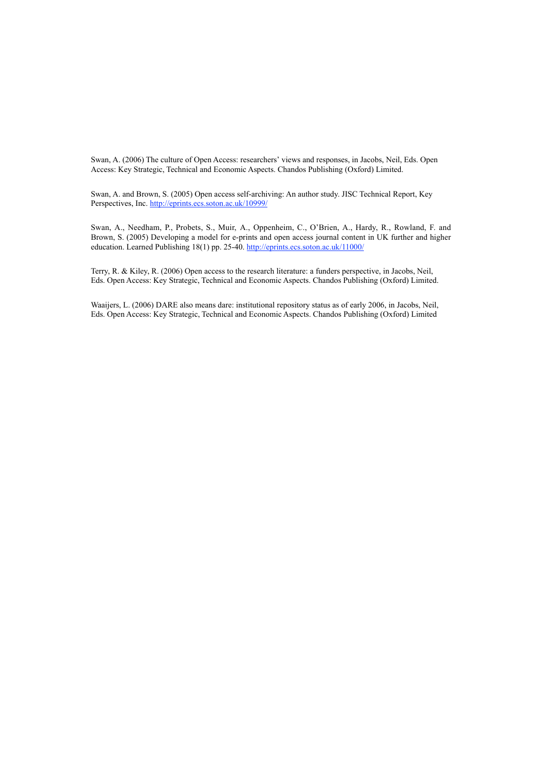Swan, A. (2006) The culture of Open Access: researchers' views and responses, in Jacobs, Neil, Eds. Open Access: Key Strategic, Technical and Economic Aspects. Chandos Publishing (Oxford) Limited.

Swan, A. and Brown, S. (2005) Open access self-archiving: An author study. JISC Technical Report, Key Perspectives, Inc. http://eprints.ecs.soton.ac.uk/10999/

Swan, A., Needham, P., Probets, S., Muir, A., Oppenheim, C., O'Brien, A., Hardy, R., Rowland, F. and Brown, S. (2005) Developing a model for e-prints and open access journal content in UK further and higher education. Learned Publishing 18(1) pp. 25-40. http://eprints.ecs.soton.ac.uk/11000/

Terry, R. & Kiley, R. (2006) Open access to the research literature: a funders perspective, in Jacobs, Neil, Eds. Open Access: Key Strategic, Technical and Economic Aspects. Chandos Publishing (Oxford) Limited.

Waaijers, L. (2006) DARE also means dare: institutional repository status as of early 2006, in Jacobs, Neil, Eds. Open Access: Key Strategic, Technical and Economic Aspects. Chandos Publishing (Oxford) Limited